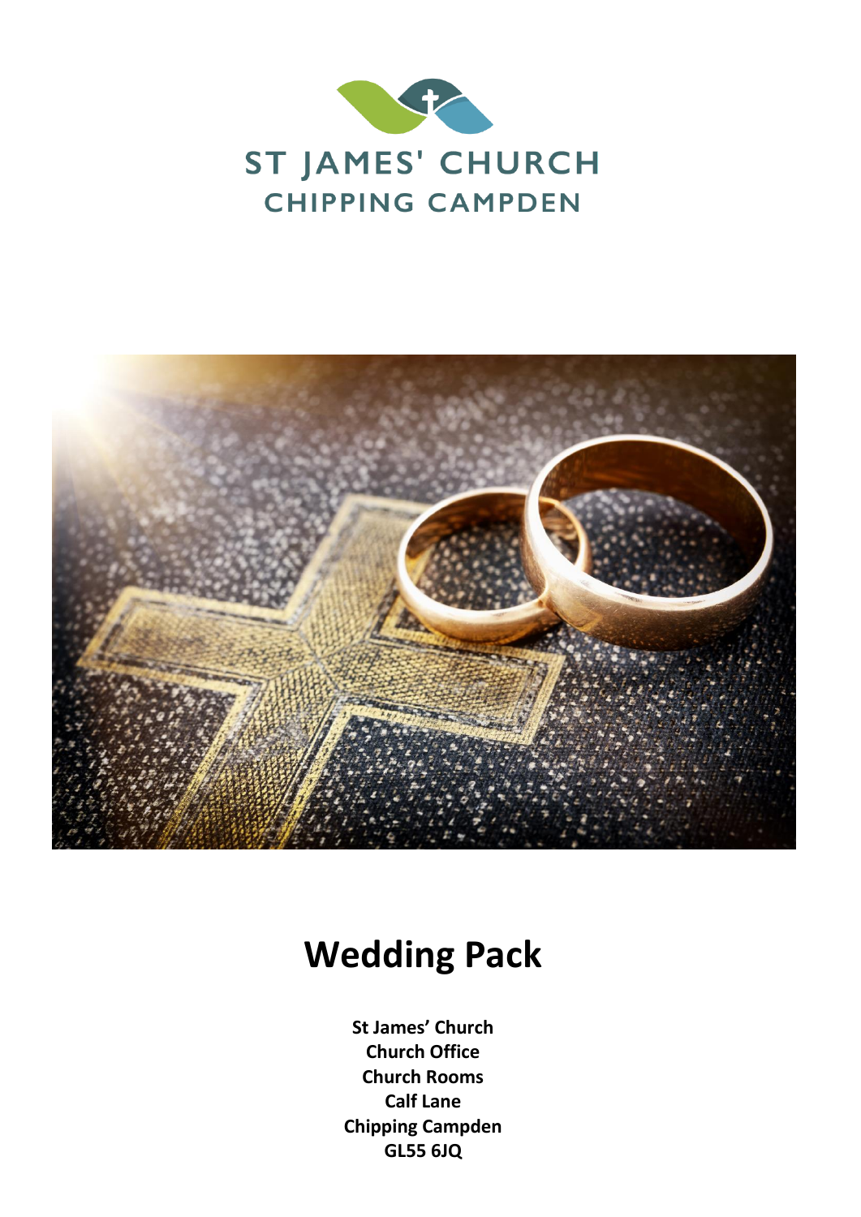ST JAMES' CHURCH
CHIPPING CAMPDEN

# Wedding Pack

**St James' Church**
**Church Office**
**Church Rooms**
**Calf Lane**
**Chipping Campden**
**GL55 6JQ**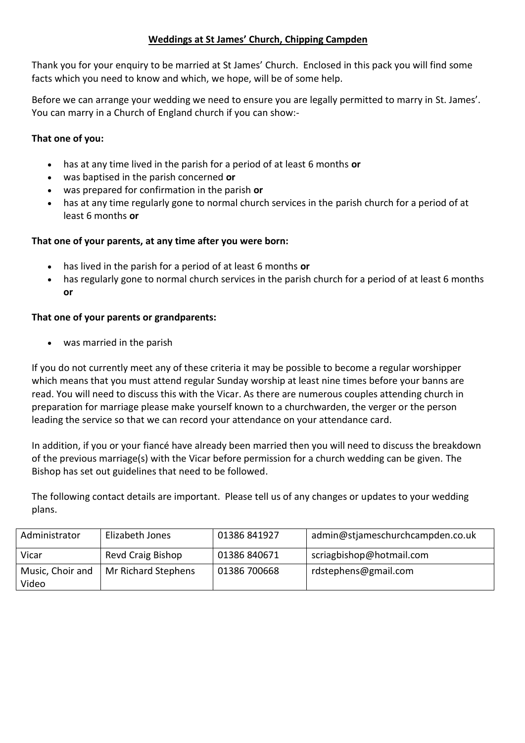## **Weddings at St James' Church, Chipping Campden**

Thank you for your enquiry to be married at St James' Church. Enclosed in this pack you will find some facts which you need to know and which, we hope, will be of some help.

Before we can arrange your wedding we need to ensure you are legally permitted to marry in St. James'. You can marry in a Church of England church if you can show:-

**That one of you:**

- has at any time lived in the parish for a period of at least 6 months **or**
- was baptised in the parish concerned **or**
- was prepared for confirmation in the parish **or**
- has at any time regularly gone to normal church services in the parish church for a period of at least 6 months **or**

**That one of your parents, at any time after you were born:**

- has lived in the parish for a period of at least 6 months **or**
- has regularly gone to normal church services in the parish church for a period of at least 6 months **or**

**That one of your parents or grandparents:**

- was married in the parish

If you do not currently meet any of these criteria it may be possible to become a regular worshipper which means that you must attend regular Sunday worship at least nine times before your banns are read. You will need to discuss this with the Vicar. As there are numerous couples attending church in preparation for marriage please make yourself known to a churchwarden, the verger or the person leading the service so that we can record your attendance on your attendance card.

In addition, if you or your fiancé have already been married then you will need to discuss the breakdown of the previous marriage(s) with the Vicar before permission for a church wedding can be given. The Bishop has set out guidelines that need to be followed.

The following contact details are important. Please tell us of any changes or updates to your wedding plans.

| Administrator | Elizabeth Jones | 01386 841927 | admin@stjameschurchcampden.co.uk |
|---|---|---|---|
| Vicar | Revd Craig Bishop | 01386 840671 | scriagbishop@hotmail.com |
| Music, Choir and Video | Mr Richard Stephens | 01386 700668 | rdstephens@gmail.com |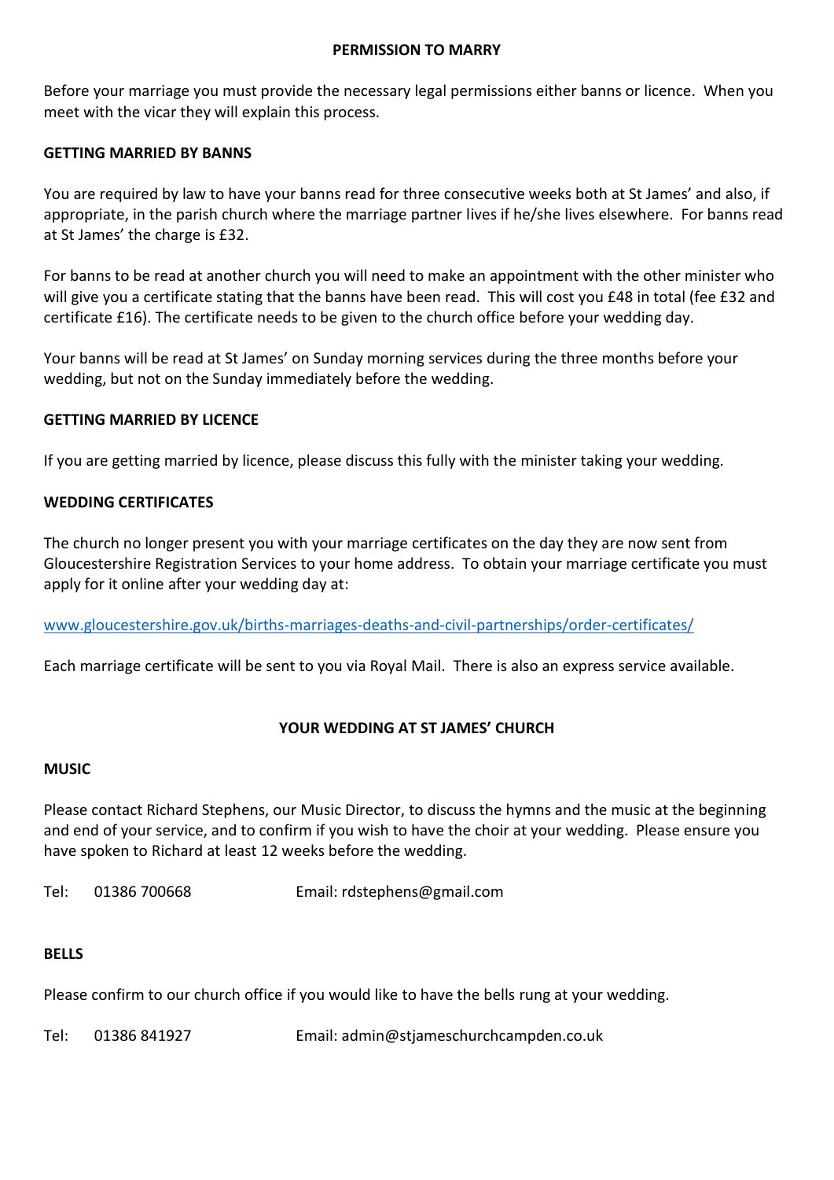## PERMISSION TO MARRY

Before your marriage you must provide the necessary legal permissions either banns or licence. When you meet with the vicar they will explain this process.

### GETTING MARRIED BY BANNS

You are required by law to have your banns read for three consecutive weeks both at St James' and also, if appropriate, in the parish church where the marriage partner lives if he/she lives elsewhere. For banns read at St James' the charge is £32.

For banns to be read at another church you will need to make an appointment with the other minister who will give you a certificate stating that the banns have been read. This will cost you £48 in total (fee £32 and certificate £16). The certificate needs to be given to the church office before your wedding day.

Your banns will be read at St James' on Sunday morning services during the three months before your wedding, but not on the Sunday immediately before the wedding.

### GETTING MARRIED BY LICENCE

If you are getting married by licence, please discuss this fully with the minister taking your wedding.

### WEDDING CERTIFICATES

The church no longer present you with your marriage certificates on the day they are now sent from Gloucestershire Registration Services to your home address. To obtain your marriage certificate you must apply for it online after your wedding day at:

[www.gloucestershire.gov.uk/births-marriages-deaths-and-civil-partnerships/order-certificates/](www.gloucestershire.gov.uk/births-marriages-deaths-and-civil-partnerships/order-certificates/)

Each marriage certificate will be sent to you via Royal Mail. There is also an express service available.

## YOUR WEDDING AT ST JAMES' CHURCH

### MUSIC

Please contact Richard Stephens, our Music Director, to discuss the hymns and the music at the beginning and end of your service, and to confirm if you wish to have the choir at your wedding. Please ensure you have spoken to Richard at least 12 weeks before the wedding.

Tel: 01386 700668 Email: rdstephens@gmail.com

### BELLS

Please confirm to our church office if you would like to have the bells rung at your wedding.

Tel: 01386 841927 Email: admin@stjameschurchcampden.co.uk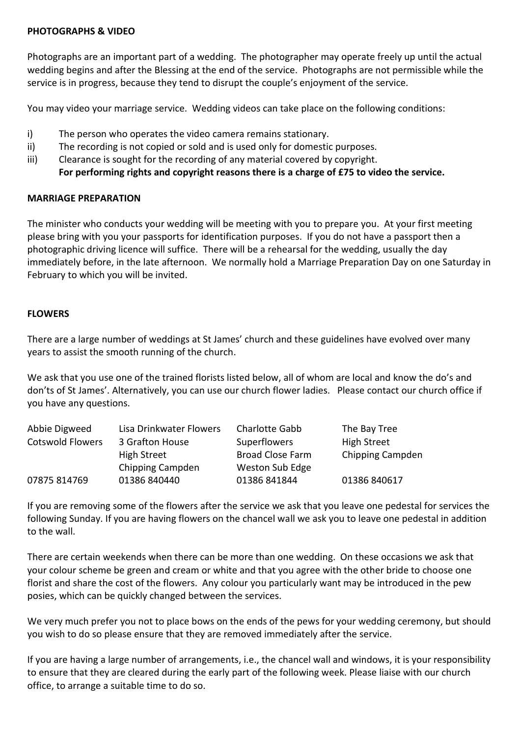**PHOTOGRAPHS & VIDEO**

Photographs are an important part of a wedding. The photographer may operate freely up until the actual wedding begins and after the Blessing at the end of the service. Photographs are not permissible while the service is in progress, because they tend to disrupt the couple's enjoyment of the service.

You may video your marriage service. Wedding videos can take place on the following conditions:

i) The person who operates the video camera remains stationary.
ii) The recording is not copied or sold and is used only for domestic purposes.
iii) Clearance is sought for the recording of any material covered by copyright.
**For performing rights and copyright reasons there is a charge of £75 to video the service.**

**MARRIAGE PREPARATION**

The minister who conducts your wedding will be meeting with you to prepare you. At your first meeting please bring with you your passports for identification purposes. If you do not have a passport then a photographic driving licence will suffice. There will be a rehearsal for the wedding, usually the day immediately before, in the late afternoon. We normally hold a Marriage Preparation Day on one Saturday in February to which you will be invited.

**FLOWERS**

There are a large number of weddings at St James' church and these guidelines have evolved over many years to assist the smooth running of the church.

We ask that you use one of the trained florists listed below, all of whom are local and know the do's and don'ts of St James'. Alternatively, you can use our church flower ladies. Please contact our church office if you have any questions.

| Abbie Digweed | Lisa Drinkwater Flowers | Charlotte Gabb | The Bay Tree |
|---|---|---|---|
| Cotswold Flowers | 3 Grafton House | Superflowers | High Street |
| | High Street | Broad Close Farm | Chipping Campden |
| | Chipping Campden | Weston Sub Edge | |
| 07875 814769 | 01386 840440 | 01386 841844 | 01386 840617 |

If you are removing some of the flowers after the service we ask that you leave one pedestal for services the following Sunday. If you are having flowers on the chancel wall we ask you to leave one pedestal in addition to the wall.

There are certain weekends when there can be more than one wedding. On these occasions we ask that your colour scheme be green and cream or white and that you agree with the other bride to choose one florist and share the cost of the flowers. Any colour you particularly want may be introduced in the pew posies, which can be quickly changed between the services.

We very much prefer you not to place bows on the ends of the pews for your wedding ceremony, but should you wish to do so please ensure that they are removed immediately after the service.

If you are having a large number of arrangements, i.e., the chancel wall and windows, it is your responsibility to ensure that they are cleared during the early part of the following week. Please liaise with our church office, to arrange a suitable time to do so.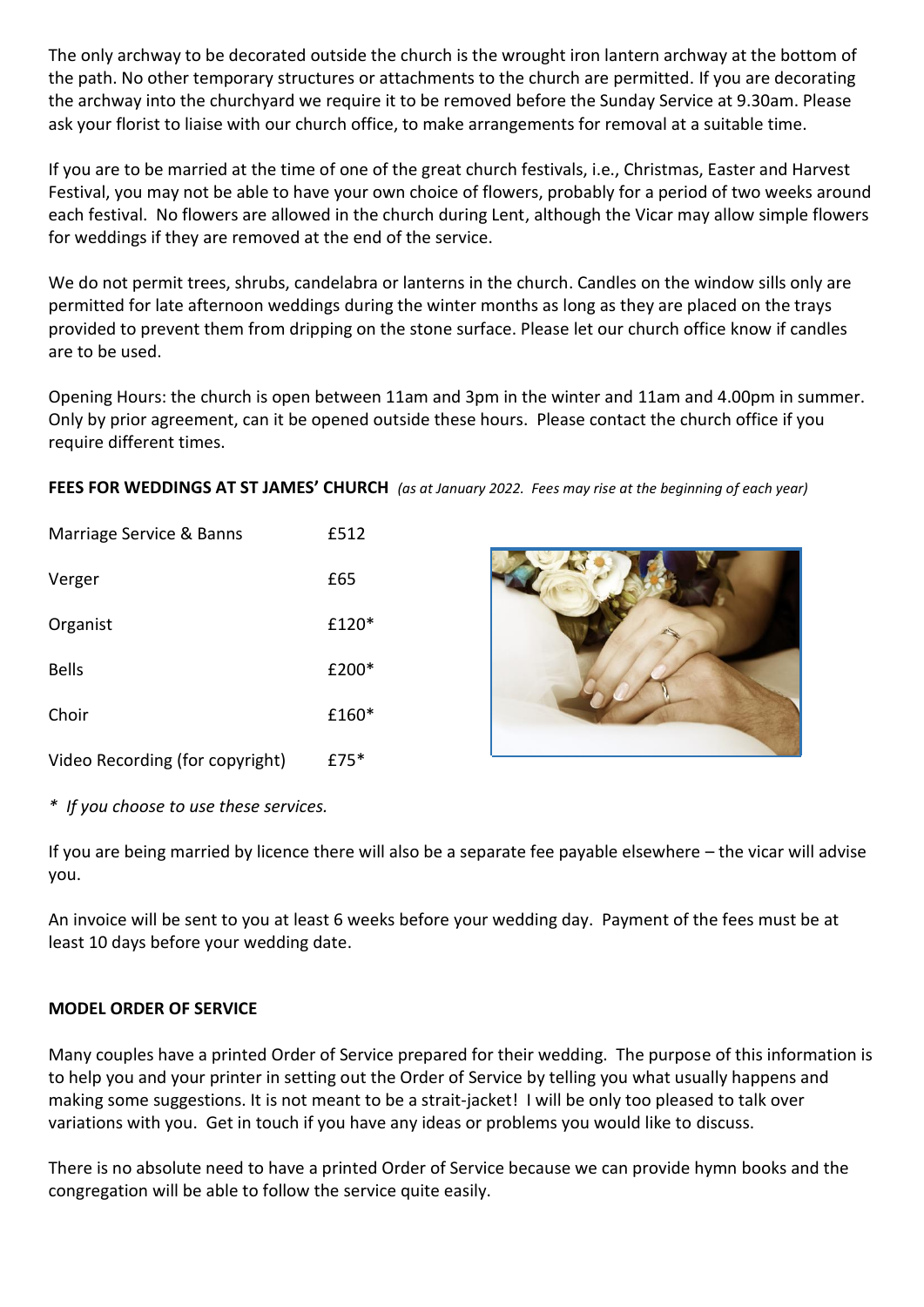The only archway to be decorated outside the church is the wrought iron lantern archway at the bottom of the path. No other temporary structures or attachments to the church are permitted. If you are decorating the archway into the churchyard we require it to be removed before the Sunday Service at 9.30am. Please ask your florist to liaise with our church office, to make arrangements for removal at a suitable time.

If you are to be married at the time of one of the great church festivals, i.e., Christmas, Easter and Harvest Festival, you may not be able to have your own choice of flowers, probably for a period of two weeks around each festival. No flowers are allowed in the church during Lent, although the Vicar may allow simple flowers for weddings if they are removed at the end of the service.

We do not permit trees, shrubs, candelabra or lanterns in the church. Candles on the window sills only are permitted for late afternoon weddings during the winter months as long as they are placed on the trays provided to prevent them from dripping on the stone surface. Please let our church office know if candles are to be used.

Opening Hours: the church is open between 11am and 3pm in the winter and 11am and 4.00pm in summer. Only by prior agreement, can it be opened outside these hours. Please contact the church office if you require different times.

**FEES FOR WEDDINGS AT ST JAMES' CHURCH** *(as at January 2022. Fees may rise at the beginning of each year)*

| | |
|---|---|
| Marriage Service & Banns | £512 |
| Verger | £65 |
| Organist | £120* |
| Bells | £200* |
| Choir | £160* |
| Video Recording (for copyright) | £75* |

*\* If you choose to use these services.*

If you are being married by licence there will also be a separate fee payable elsewhere – the vicar will advise you.

An invoice will be sent to you at least 6 weeks before your wedding day. Payment of the fees must be at least 10 days before your wedding date.

**MODEL ORDER OF SERVICE**

Many couples have a printed Order of Service prepared for their wedding. The purpose of this information is to help you and your printer in setting out the Order of Service by telling you what usually happens and making some suggestions. It is not meant to be a strait-jacket! I will be only too pleased to talk over variations with you. Get in touch if you have any ideas or problems you would like to discuss.

There is no absolute need to have a printed Order of Service because we can provide hymn books and the congregation will be able to follow the service quite easily.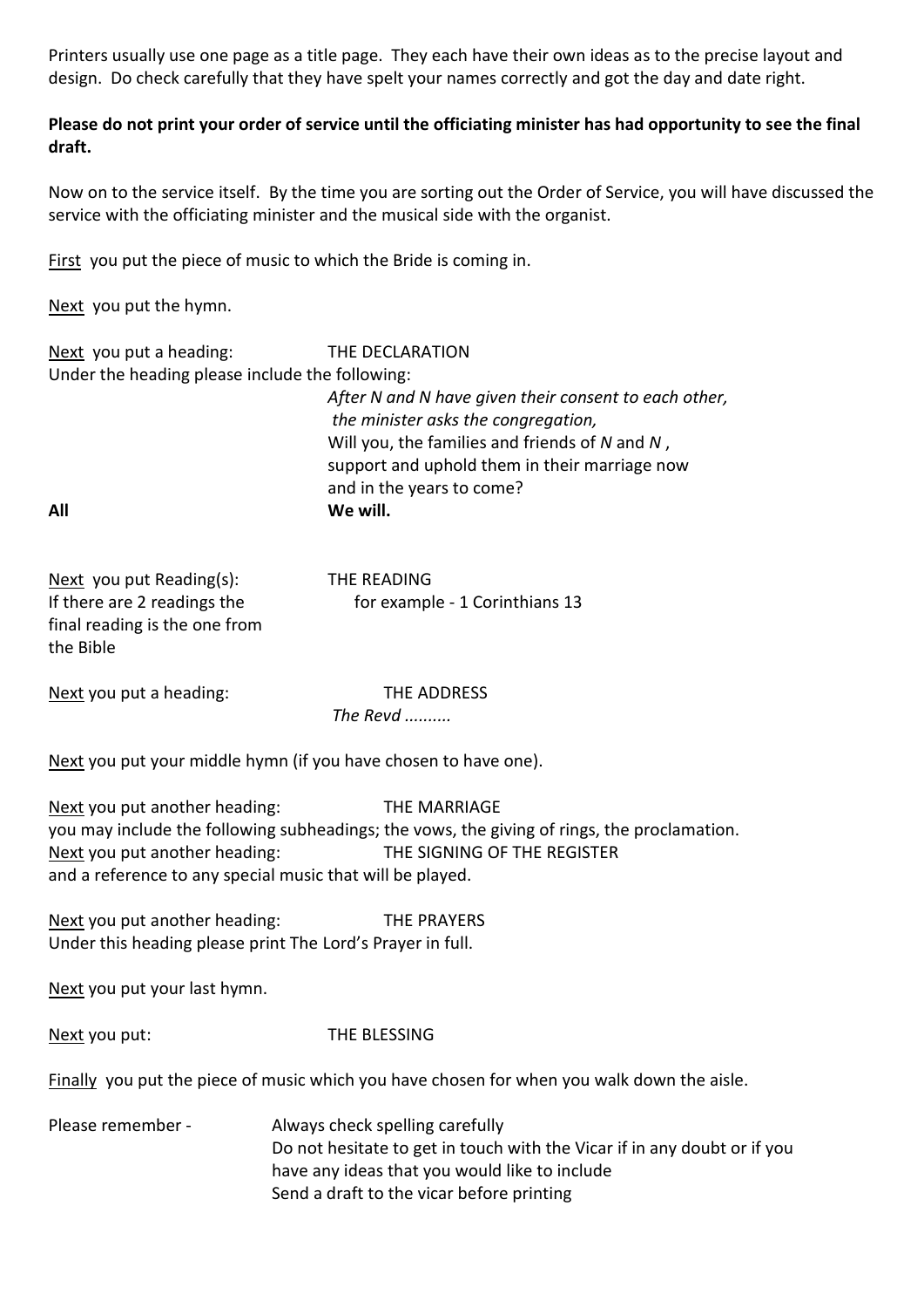Printers usually use one page as a title page. They each have their own ideas as to the precise layout and design. Do check carefully that they have spelt your names correctly and got the day and date right.

**Please do not print your order of service until the officiating minister has had opportunity to see the final draft.**

Now on to the service itself. By the time you are sorting out the Order of Service, you will have discussed the service with the officiating minister and the musical side with the organist.

<u>First</u> you put the piece of music to which the Bride is coming in.

<u>Next</u> you put the hymn.

<u>Next</u> you put a heading: THE DECLARATION

Under the heading please include the following:

*After N and N have given their consent to each other, the minister asks the congregation,*
Will you, the families and friends of *N* and *N* ,
support and uphold them in their marriage now
and in the years to come?

**All** **We will.**

<u>Next</u> you put Reading(s): THE READING

If there are 2 readings the final reading is the one from the Bible — for example - 1 Corinthians 13

<u>Next</u> you put a heading: THE ADDRESS

*The Revd ..........*

<u>Next</u> you put your middle hymn (if you have chosen to have one).

<u>Next</u> you put another heading: THE MARRIAGE

you may include the following subheadings; the vows, the giving of rings, the proclamation.

<u>Next</u> you put another heading: THE SIGNING OF THE REGISTER

and a reference to any special music that will be played.

<u>Next</u> you put another heading: THE PRAYERS

Under this heading please print The Lord's Prayer in full.

<u>Next</u> you put your last hymn.

<u>Next</u> you put: THE BLESSING

<u>Finally</u> you put the piece of music which you have chosen for when you walk down the aisle.

Please remember -

- Always check spelling carefully
- Do not hesitate to get in touch with the Vicar if in any doubt or if you have any ideas that you would like to include
- Send a draft to the vicar before printing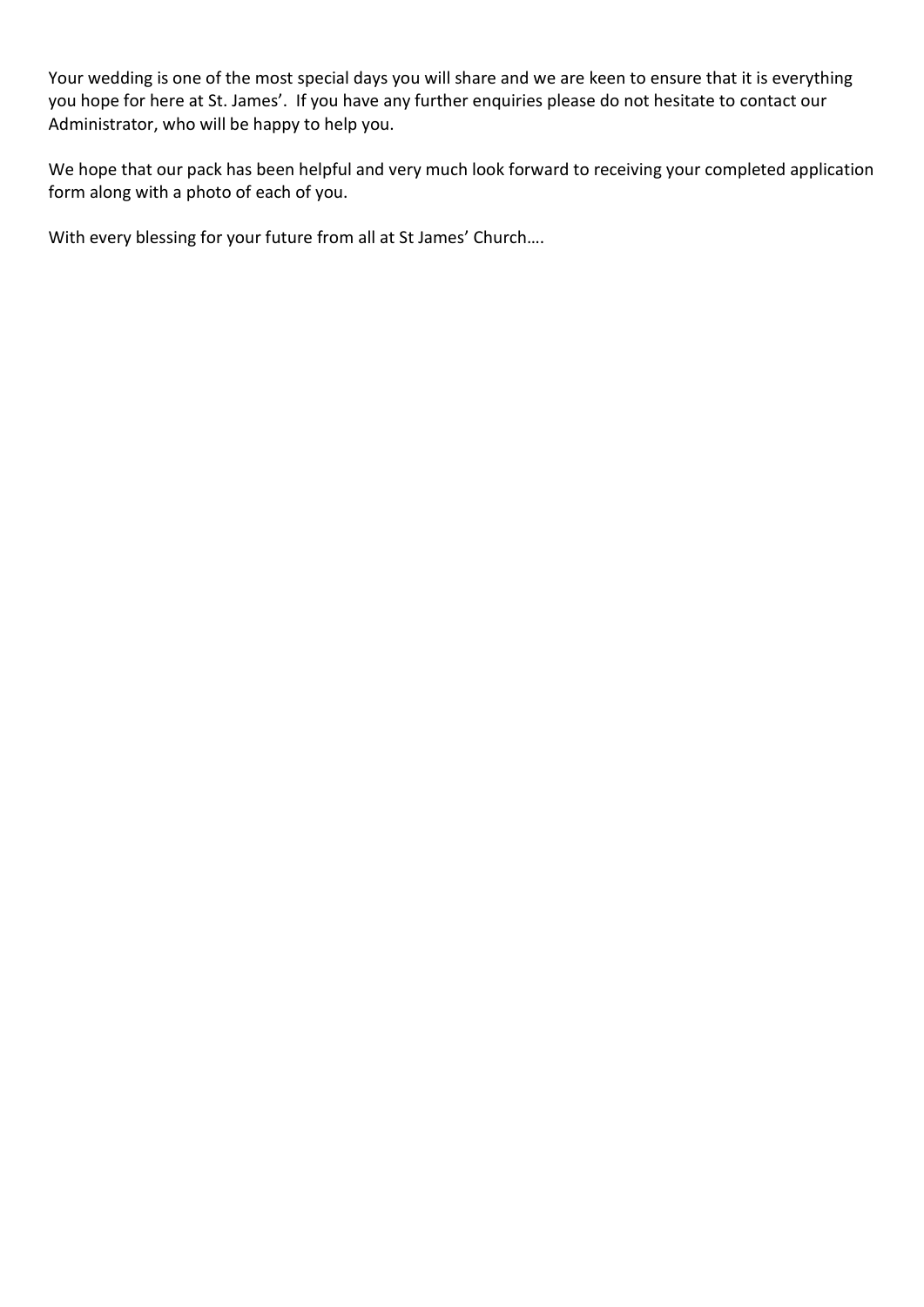Your wedding is one of the most special days you will share and we are keen to ensure that it is everything you hope for here at St. James'. If you have any further enquiries please do not hesitate to contact our Administrator, who will be happy to help you.

We hope that our pack has been helpful and very much look forward to receiving your completed application form along with a photo of each of you.

With every blessing for your future from all at St James' Church….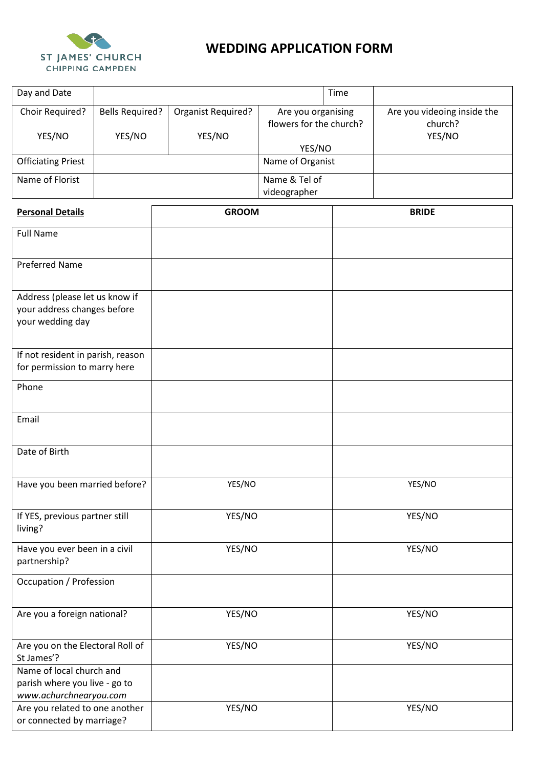ST JAMES' CHURCH
CHIPPING CAMPDEN

# WEDDING APPLICATION FORM

| Day and Date | | | | Time | |
|---|---|---|---|---|---|
| Choir Required? YES/NO | Bells Required? YES/NO | Organist Required? YES/NO | Are you organising flowers for the church? YES/NO | | Are you videoing inside the church? YES/NO |
| Officiating Priest | | | Name of Organist | | |
| Name of Florist | | | Name & Tel of videographer | | |

| **Personal Details** | **GROOM** | **BRIDE** |
|---|---|---|
| Full Name | | |
| Preferred Name | | |
| Address (please let us know if your address changes before your wedding day | | |
| If not resident in parish, reason for permission to marry here | | |
| Phone | | |
| Email | | |
| Date of Birth | | |
| Have you been married before? | YES/NO | YES/NO |
| If YES, previous partner still living? | YES/NO | YES/NO |
| Have you ever been in a civil partnership? | YES/NO | YES/NO |
| Occupation / Profession | | |
| Are you a foreign national? | YES/NO | YES/NO |
| Are you on the Electoral Roll of St James'? | YES/NO | YES/NO |
| Name of local church and parish where you live - go to *www.achurchnearyou.com* | | |
| Are you related to one another or connected by marriage? | YES/NO | YES/NO |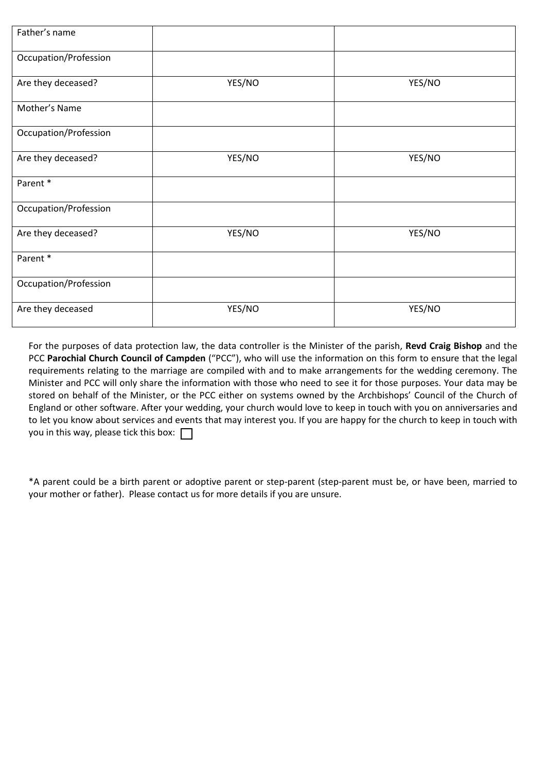| | | |
|---|---|---|
| Father's name | | |
| Occupation/Profession | | |
| Are they deceased? | YES/NO | YES/NO |
| Mother's Name | | |
| Occupation/Profession | | |
| Are they deceased? | YES/NO | YES/NO |
| Parent * | | |
| Occupation/Profession | | |
| Are they deceased? | YES/NO | YES/NO |
| Parent * | | |
| Occupation/Profession | | |
| Are they deceased | YES/NO | YES/NO |

For the purposes of data protection law, the data controller is the Minister of the parish, **Revd Craig Bishop** and the PCC **Parochial Church Council of Campden** ("PCC"), who will use the information on this form to ensure that the legal requirements relating to the marriage are compiled with and to make arrangements for the wedding ceremony. The Minister and PCC will only share the information with those who need to see it for those purposes. Your data may be stored on behalf of the Minister, or the PCC either on systems owned by the Archbishops' Council of the Church of England or other software. After your wedding, your church would love to keep in touch with you on anniversaries and to let you know about services and events that may interest you. If you are happy for the church to keep in touch with you in this way, please tick this box: ☐

*A parent could be a birth parent or adoptive parent or step-parent (step-parent must be, or have been, married to your mother or father). Please contact us for more details if you are unsure.